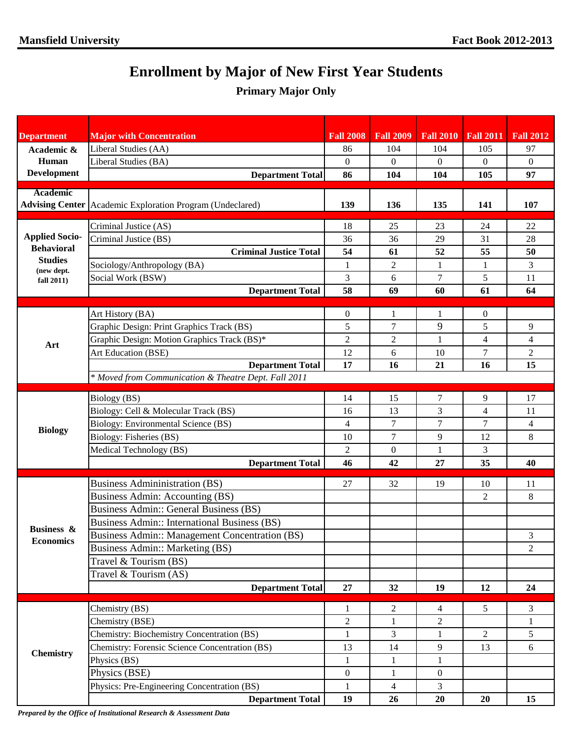# Enrollment by Major of New First Year Students

## Primary Major Only

| Department | Major with Concentration | Fall 2008 | Fall 2009 | Fall 2010 | Fall 2011 | Fall 2012 |
|---|---|---|---|---|---|---|
| Academic & Human Development | Liberal Studies (AA) | 86 | 104 | 104 | 105 | 97 |
| | Liberal Studies (BA) | 0 | 0 | 0 | 0 | 0 |
| | **Department Total** | **86** | **104** | **104** | **105** | **97** |
| Academic Advising Center | Academic Exploration Program (Undeclared) | **139** | **136** | **135** | **141** | **107** |
| Applied Socio-Behavioral Studies (new dept. fall 2011) | Criminal Justice (AS) | 18 | 25 | 23 | 24 | 22 |
| | Criminal Justice (BS) | 36 | 36 | 29 | 31 | 28 |
| | **Criminal Justice Total** | **54** | **61** | **52** | **55** | **50** |
| | Sociology/Anthropology (BA) | 1 | 2 | 1 | 1 | 3 |
| | Social Work (BSW) | 3 | 6 | 7 | 5 | 11 |
| | **Department Total** | **58** | **69** | **60** | **61** | **64** |
| Art | Art History (BA) | 0 | 1 | 1 | 0 | |
| | Graphic Design: Print Graphics Track (BS) | 5 | 7 | 9 | 5 | 9 |
| | Graphic Design: Motion Graphics Track (BS)* | 2 | 2 | 1 | 4 | 4 |
| | Art Education (BSE) | 12 | 6 | 10 | 7 | 2 |
| | **Department Total** | **17** | **16** | **21** | **16** | **15** |
| | *\* Moved from Communication & Theatre Dept. Fall 2011* | | | | | |
| Biology | Biology (BS) | 14 | 15 | 7 | 9 | 17 |
| | Biology: Cell & Molecular Track (BS) | 16 | 13 | 3 | 4 | 11 |
| | Biology: Environmental Science (BS) | 4 | 7 | 7 | 7 | 4 |
| | Biology: Fisheries (BS) | 10 | 7 | 9 | 12 | 8 |
| | Medical Technology (BS) | 2 | 0 | 1 | 3 | |
| | **Department Total** | **46** | **42** | **27** | **35** | **40** |
| Business & Economics | Business Admininistration (BS) | 27 | 32 | 19 | 10 | 11 |
| | Business Admin: Accounting (BS) | | | | 2 | 8 |
| | Business Admin:: General Business (BS) | | | | | |
| | Business Admin:: International Business (BS) | | | | | |
| | Business Admin:: Management Concentration (BS) | | | | | 3 |
| | Business Admin:: Marketing (BS) | | | | | 2 |
| | Travel & Tourism (BS) | | | | | |
| | Travel & Tourism (AS) | | | | | |
| | **Department Total** | **27** | **32** | **19** | **12** | **24** |
| Chemistry | Chemistry (BS) | 1 | 2 | 4 | 5 | 3 |
| | Chemistry (BSE) | 2 | 1 | 2 | | 1 |
| | Chemistry: Biochemistry Concentration (BS) | 1 | 3 | 1 | 2 | 5 |
| | Chemistry: Forensic Science Concentration (BS) | 13 | 14 | 9 | 13 | 6 |
| | Physics (BS) | 1 | 1 | 1 | | |
| | Physics (BSE) | 0 | 1 | 0 | | |
| | Physics: Pre-Engineering Concentration (BS) | 1 | 4 | 3 | | |
| | **Department Total** | **19** | **26** | **20** | **20** | **15** |

***Prepared by the Office of Institutional Research & Assessment Data***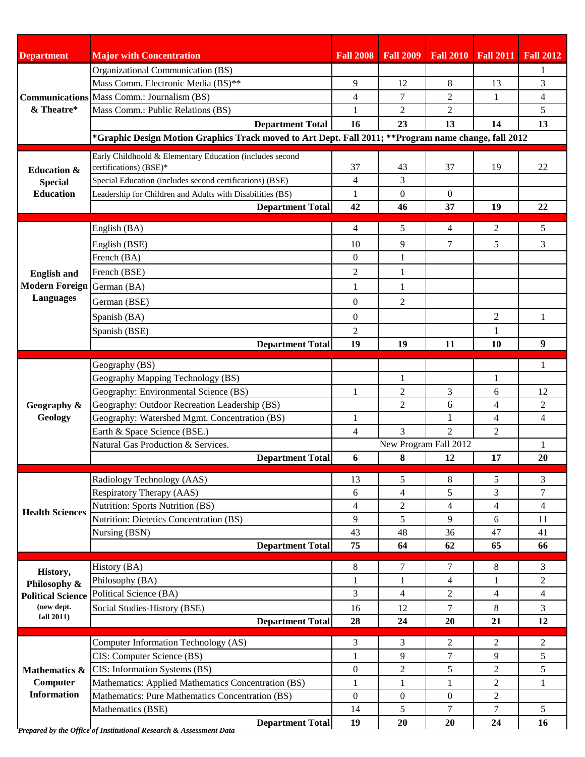| Department | Major with Concentration | Fall 2008 | Fall 2009 | Fall 2010 | Fall 2011 | Fall 2012 |
|---|---|---|---|---|---|---|
| Communications & Theatre* | Organizational Communication (BS) | | | | | 1 |
| | Mass Comm. Electronic Media (BS)** | 9 | 12 | 8 | 13 | 3 |
| | Mass Comm.: Journalism (BS) | 4 | 7 | 2 | 1 | 4 |
| | Mass Comm.: Public Relations (BS) | 1 | 2 | 2 | | 5 |
| | **Department Total** | **16** | **23** | **13** | **14** | **13** |
| | ***Graphic Design Motion Graphics Track moved to Art Dept. Fall 2011; **Program name change, fall 2012** | | | | | |
| Education & Special Education | Early Childhoold & Elementary Education (includes second certifications) (BSE)* | 37 | 43 | 37 | 19 | 22 |
| | Special Education (includes second certifications) (BSE) | 4 | 3 | | | |
| | Leadership for Children and Adults with Disabilities (BS) | 1 | 0 | 0 | | |
| | **Department Total** | **42** | **46** | **37** | **19** | **22** |
| English and Modern Foreign Languages | English (BA) | 4 | 5 | 4 | 2 | 5 |
| | English (BSE) | 10 | 9 | 7 | 5 | 3 |
| | French (BA) | 0 | 1 | | | |
| | French (BSE) | 2 | 1 | | | |
| | German (BA) | 1 | 1 | | | |
| | German (BSE) | 0 | 2 | | | |
| | Spanish (BA) | 0 | | | 2 | 1 |
| | Spanish (BSE) | 2 | | | 1 | |
| | **Department Total** | **19** | **19** | **11** | **10** | **9** |
| Geography & Geology | Geography (BS) | | | | | 1 |
| | Geography Mapping Technology (BS) | | 1 | | 1 | |
| | Geography: Environmental Science (BS) | 1 | 2 | 3 | 6 | 12 |
| | Geography: Outdoor Recreation Leadership (BS) | | 2 | 6 | 4 | 2 |
| | Geography: Watershed Mgmt. Concentration (BS) | 1 | | 1 | 4 | 4 |
| | Earth & Space Science (BSE.) | 4 | 3 | 2 | 2 | |
| | Natural Gas Production & Services. | New Program Fall 2012 | | | | 1 |
| | **Department Total** | **6** | **8** | **12** | **17** | **20** |
| Health Sciences | Radiology Technology (AAS) | 13 | 5 | 8 | 5 | 3 |
| | Respiratory Therapy (AAS) | 6 | 4 | 5 | 3 | 7 |
| | Nutrition: Sports Nutrition (BS) | 4 | 2 | 4 | 4 | 4 |
| | Nutrition: Dietetics Concentration (BS) | 9 | 5 | 9 | 6 | 11 |
| | Nursing (BSN) | 43 | 48 | 36 | 47 | 41 |
| | **Department Total** | **75** | **64** | **62** | **65** | **66** |
| History, Philosophy & Political Science (new dept. fall 2011) | History (BA) | 8 | 7 | 7 | 8 | 3 |
| | Philosophy (BA) | 1 | 1 | 4 | 1 | 2 |
| | Political Science (BA) | 3 | 4 | 2 | 4 | 4 |
| | Social Studies-History (BSE) | 16 | 12 | 7 | 8 | 3 |
| | **Department Total** | **28** | **24** | **20** | **21** | **12** |
| Mathematics & Computer Information | Computer Information Technology (AS) | 3 | 3 | 2 | 2 | 2 |
| | CIS: Computer Science (BS) | 1 | 9 | 7 | 9 | 5 |
| | CIS: Information Systems (BS) | 0 | 2 | 5 | 2 | 5 |
| | Mathematics: Applied Mathematics Concentration (BS) | 1 | 1 | 1 | 2 | 1 |
| | Mathematics: Pure Mathematics Concentration (BS) | 0 | 0 | 0 | 2 | |
| | Mathematics (BSE) | 14 | 5 | 7 | 7 | 5 |
| | **Department Total** | **19** | **20** | **20** | **24** | **16** |

*Prepared by the Office of Institutional Research & Assessment Data*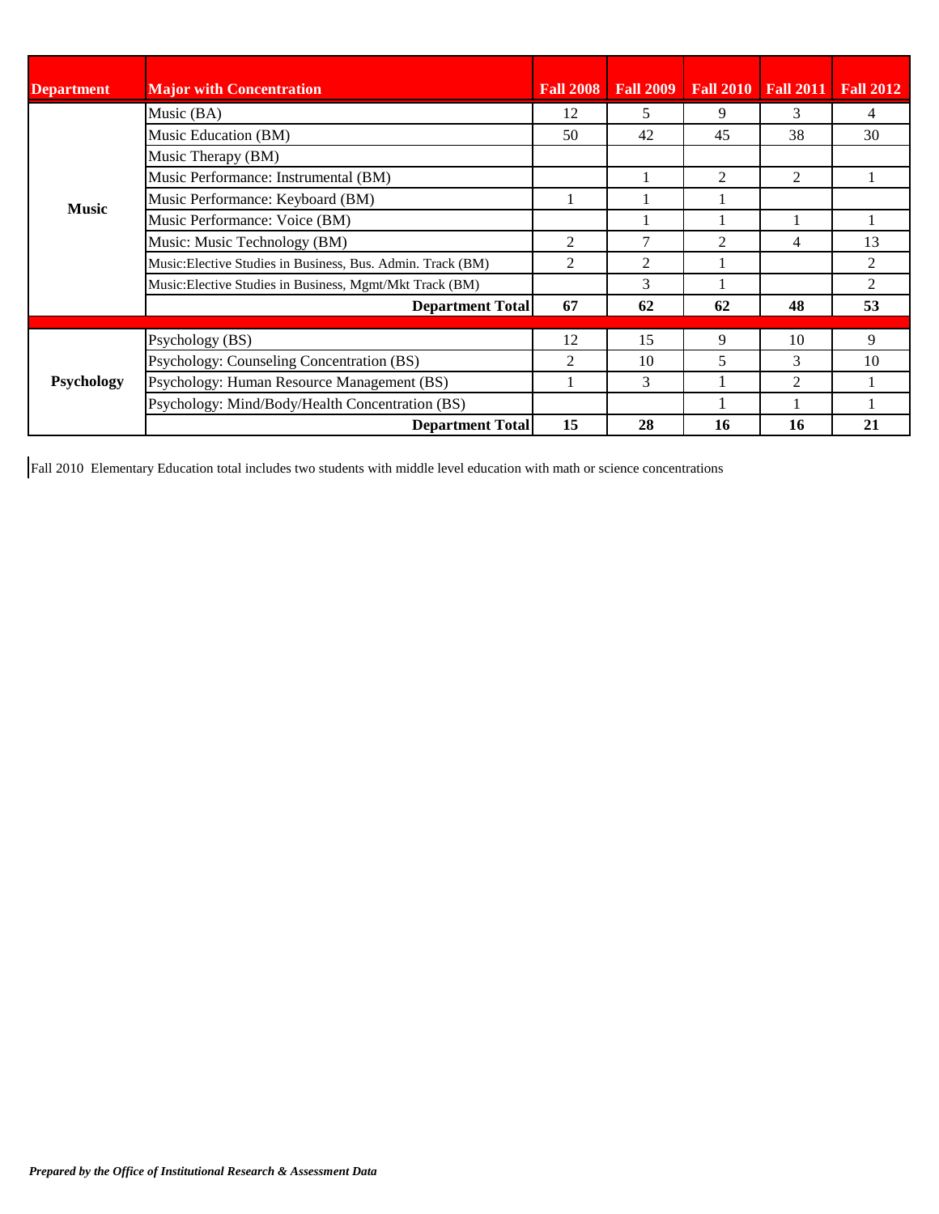| Department | Major with Concentration | Fall 2008 | Fall 2009 | Fall 2010 | Fall 2011 | Fall 2012 |
|---|---|---|---|---|---|---|
| Music | Music (BA) | 12 | 5 | 9 | 3 | 4 |
| | Music Education (BM) | 50 | 42 | 45 | 38 | 30 |
| | Music Therapy (BM) | | | | | |
| | Music Performance: Instrumental (BM) | | 1 | 2 | 2 | 1 |
| | Music Performance: Keyboard (BM) | 1 | 1 | 1 | | |
| | Music Performance: Voice (BM) | | 1 | 1 | 1 | 1 |
| | Music: Music Technology (BM) | 2 | 7 | 2 | 4 | 13 |
| | Music:Elective Studies in Business, Bus. Admin. Track (BM) | 2 | 2 | 1 | | 2 |
| | Music:Elective Studies in Business, Mgmt/Mkt Track (BM) | | 3 | 1 | | 2 |
| | **Department Total** | **67** | **62** | **62** | **48** | **53** |
| Psychology | Psychology (BS) | 12 | 15 | 9 | 10 | 9 |
| | Psychology: Counseling Concentration (BS) | 2 | 10 | 5 | 3 | 10 |
| | Psychology: Human Resource Management (BS) | 1 | 3 | 1 | 2 | 1 |
| | Psychology: Mind/Body/Health Concentration (BS) | | | 1 | 1 | 1 |
| | **Department Total** | **15** | **28** | **16** | **16** | **21** |

Fall 2010 Elementary Education total includes two students with middle level education with math or science concentrations

*Prepared by the Office of Institutional Research & Assessment Data*